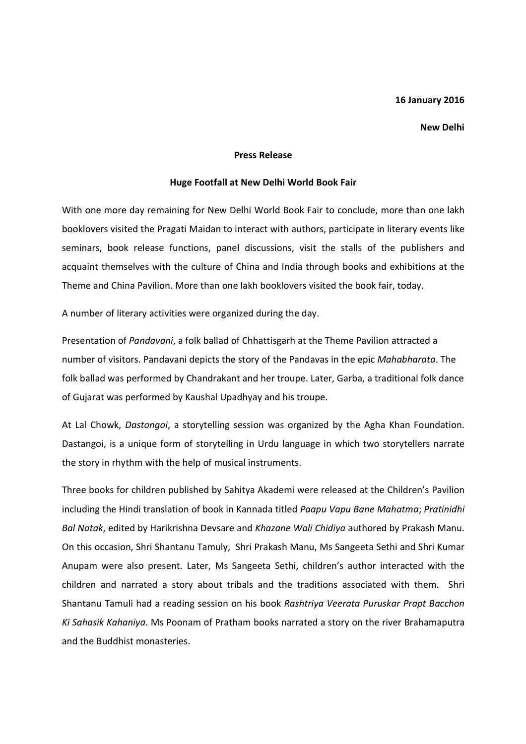**16 January 2016**

**New Delhi**

**Press Release**

**Huge Footfall at New Delhi World Book Fair**

With one more day remaining for New Delhi World Book Fair to conclude, more than one lakh booklovers visited the Pragati Maidan to interact with authors, participate in literary events like seminars, book release functions, panel discussions, visit the stalls of the publishers and acquaint themselves with the culture of China and India through books and exhibitions at the Theme and China Pavilion. More than one lakh booklovers visited the book fair, today.

A number of literary activities were organized during the day.

Presentation of *Pandavani*, a folk ballad of Chhattisgarh at the Theme Pavilion attracted a number of visitors. Pandavani depicts the story of the Pandavas in the epic *Mahabharata*. The folk ballad was performed by Chandrakant and her troupe. Later, Garba, a traditional folk dance of Gujarat was performed by Kaushal Upadhyay and his troupe.

At Lal Chowk, *Dastongoi*, a storytelling session was organized by the Agha Khan Foundation. Dastangoi, is a unique form of storytelling in Urdu language in which two storytellers narrate the story in rhythm with the help of musical instruments.

Three books for children published by Sahitya Akademi were released at the Children's Pavilion including the Hindi translation of book in Kannada titled *Paapu Vapu Bane Mahatma*; *Pratinidhi Bal Natak*, edited by Harikrishna Devsare and *Khazane Wali Chidiya* authored by Prakash Manu. On this occasion, Shri Shantanu Tamuly, Shri Prakash Manu, Ms Sangeeta Sethi and Shri Kumar Anupam were also present. Later, Ms Sangeeta Sethi, children's author interacted with the children and narrated a story about tribals and the traditions associated with them. Shri Shantanu Tamuli had a reading session on his book *Rashtriya Veerata Puruskar Prapt Bacchon Ki Sahasik Kahaniya*. Ms Poonam of Pratham books narrated a story on the river Brahamaputra and the Buddhist monasteries.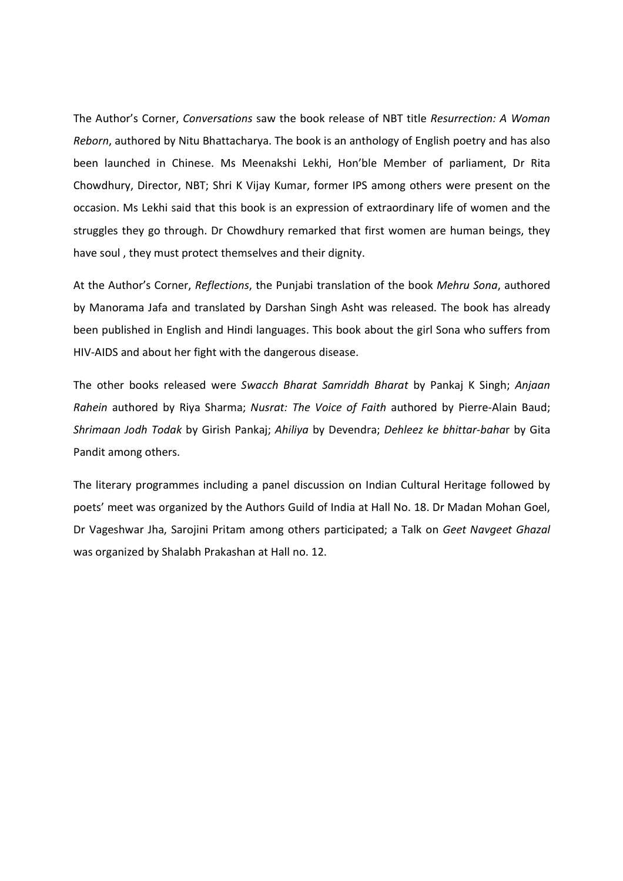The Author's Corner, *Conversations* saw the book release of NBT title *Resurrection: A Woman Reborn*, authored by Nitu Bhattacharya. The book is an anthology of English poetry and has also been launched in Chinese. Ms Meenakshi Lekhi, Hon'ble Member of parliament, Dr Rita Chowdhury, Director, NBT; Shri K Vijay Kumar, former IPS among others were present on the occasion. Ms Lekhi said that this book is an expression of extraordinary life of women and the struggles they go through. Dr Chowdhury remarked that first women are human beings, they have soul , they must protect themselves and their dignity.

At the Author's Corner, *Reflections*, the Punjabi translation of the book *Mehru Sona*, authored by Manorama Jafa and translated by Darshan Singh Asht was released. The book has already been published in English and Hindi languages. This book about the girl Sona who suffers from HIV-AIDS and about her fight with the dangerous disease.

The other books released were *Swacch Bharat Samriddh Bharat* by Pankaj K Singh; *Anjaan Rahein* authored by Riya Sharma; *Nusrat: The Voice of Faith* authored by Pierre-Alain Baud; *Shrimaan Jodh Todak* by Girish Pankaj; *Ahiliya* by Devendra; *Dehleez ke bhittar-bahar* by Gita Pandit among others.

The literary programmes including a panel discussion on Indian Cultural Heritage followed by poets' meet was organized by the Authors Guild of India at Hall No. 18. Dr Madan Mohan Goel, Dr Vageshwar Jha, Sarojini Pritam among others participated; a Talk on *Geet Navgeet Ghazal* was organized by Shalabh Prakashan at Hall no. 12.